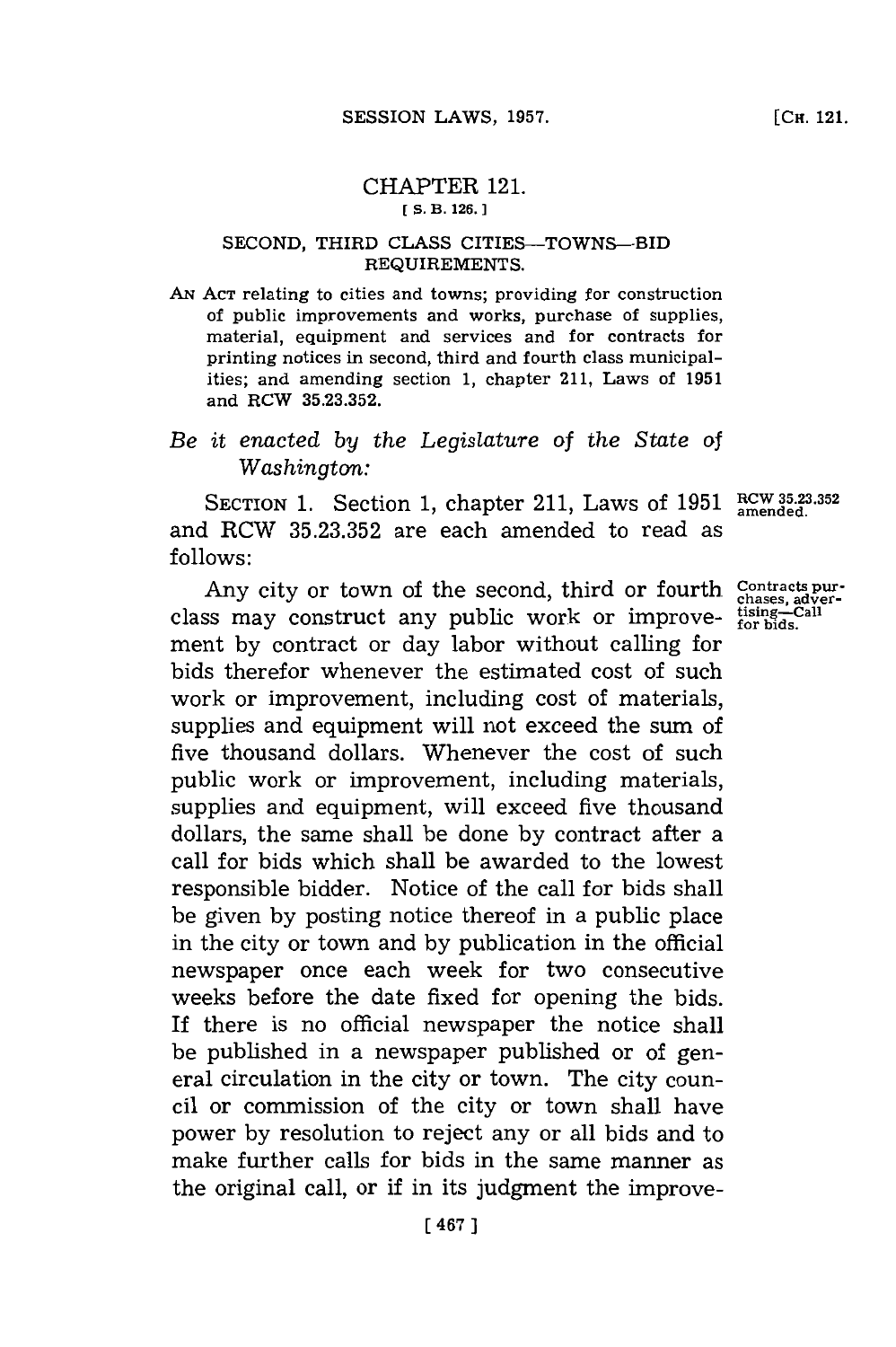# CHAPTER 121.

[ S. B. 126. ]

## SECOND, THIRD CLASS CITIES—TOWNS—BID REQUIREMENTS.

AN ACT relating to cities and towns; providing for construction of public improvements and works, purchase of supplies, material, equipment and services and for contracts for printing notices in second, third and fourth class municipalities; and amending section 1, chapter 211, Laws of 1951 and RCW 35.23.352.

*Be it enacted by the Legislature of the State of Washington:*

SECTION 1. Section 1, chapter 211, Laws of 1951 and RCW 35.23.352 are each amended to read as follows:

RCW 35.23.352 amended.

Contracts purchases, advertising—Call for bids.

Any city or town of the second, third or fourth class may construct any public work or improvement by contract or day labor without calling for bids therefor whenever the estimated cost of such work or improvement, including cost of materials, supplies and equipment will not exceed the sum of five thousand dollars. Whenever the cost of such public work or improvement, including materials, supplies and equipment, will exceed five thousand dollars, the same shall be done by contract after a call for bids which shall be awarded to the lowest responsible bidder. Notice of the call for bids shall be given by posting notice thereof in a public place in the city or town and by publication in the official newspaper once each week for two consecutive weeks before the date fixed for opening the bids. If there is no official newspaper the notice shall be published in a newspaper published or of general circulation in the city or town. The city council or commission of the city or town shall have power by resolution to reject any or all bids and to make further calls for bids in the same manner as the original call, or if in its judgment the improve-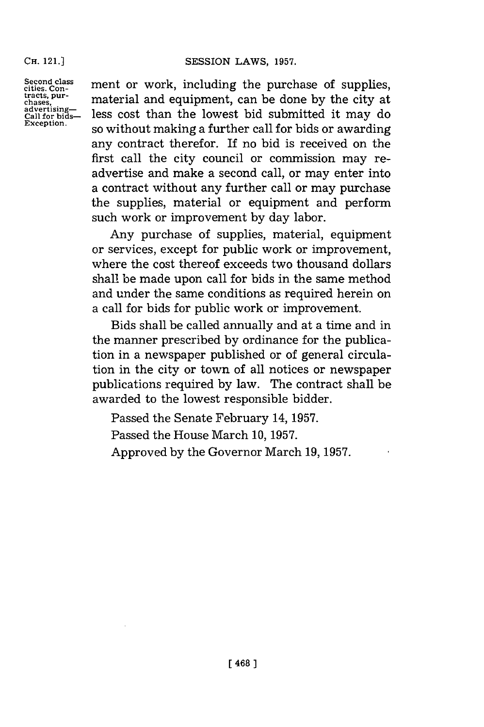Second class cities. Contracts, purchases, advertising—Call for bids—Exception.

ment or work, including the purchase of supplies, material and equipment, can be done by the city at less cost than the lowest bid submitted it may do so without making a further call for bids or awarding any contract therefor. If no bid is received on the first call the city council or commission may readvertise and make a second call, or may enter into a contract without any further call or may purchase the supplies, material or equipment and perform such work or improvement by day labor.

Any purchase of supplies, material, equipment or services, except for public work or improvement, where the cost thereof exceeds two thousand dollars shall be made upon call for bids in the same method and under the same conditions as required herein on a call for bids for public work or improvement.

Bids shall be called annually and at a time and in the manner prescribed by ordinance for the publication in a newspaper published or of general circulation in the city or town of all notices or newspaper publications required by law. The contract shall be awarded to the lowest responsible bidder.

Passed the Senate February 14, 1957.

Passed the House March 10, 1957.

Approved by the Governor March 19, 1957.